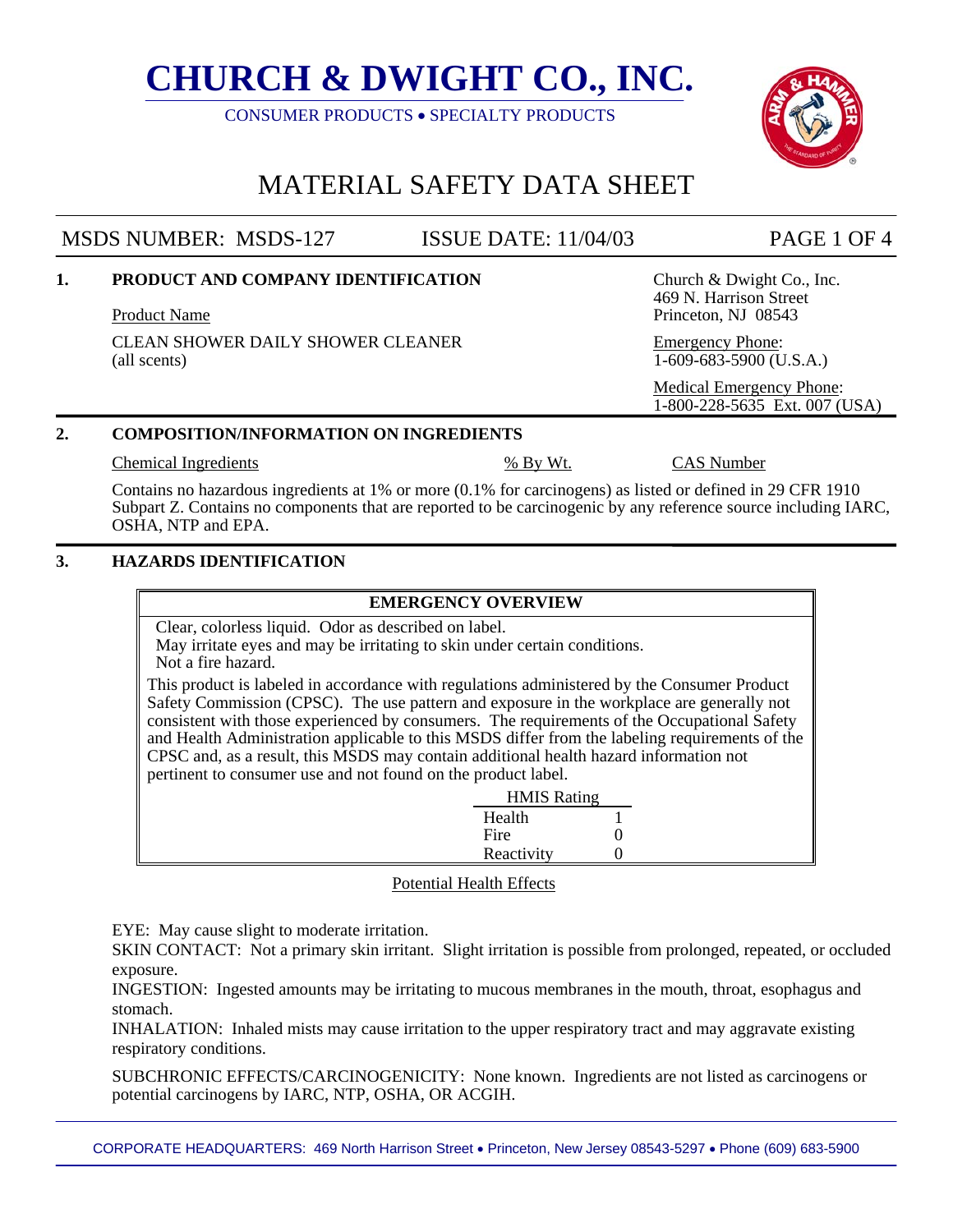# CHURCH & DWIGHT CO., INC.

CONSUMER PRODUCTS • SPECIALTY PRODUCTS

# MATERIAL SAFETY DATA SHEET

MSDS NUMBER: MSDS-127 ISSUE DATE: 11/04/03

## 1. PRODUCT AND COMPANY IDENTIFICATION

Product Name

CLEAN SHOWER DAILY SHOWER CLEANER
(all scents)

Church & Dwight Co., Inc.
469 N. Harrison Street
Princeton, NJ 08543

Emergency Phone:
1-609-683-5900 (U.S.A.)

Medical Emergency Phone:
1-800-228-5635 Ext. 007 (USA)

## 2. COMPOSITION/INFORMATION ON INGREDIENTS

| Chemical Ingredients | % By Wt. | CAS Number |
|---|---|---|

Contains no hazardous ingredients at 1% or more (0.1% for carcinogens) as listed or defined in 29 CFR 1910 Subpart Z. Contains no components that are reported to be carcinogenic by any reference source including IARC, OSHA, NTP and EPA.

## 3. HAZARDS IDENTIFICATION

**EMERGENCY OVERVIEW**

Clear, colorless liquid. Odor as described on label.
May irritate eyes and may be irritating to skin under certain conditions.
Not a fire hazard.

This product is labeled in accordance with regulations administered by the Consumer Product Safety Commission (CPSC). The use pattern and exposure in the workplace are generally not consistent with those experienced by consumers. The requirements of the Occupational Safety and Health Administration applicable to this MSDS differ from the labeling requirements of the CPSC and, as a result, this MSDS may contain additional health hazard information not pertinent to consumer use and not found on the product label.

| HMIS Rating | |
|---|---|
| Health | 1 |
| Fire | 0 |
| Reactivity | 0 |

Potential Health Effects

EYE: May cause slight to moderate irritation.
SKIN CONTACT: Not a primary skin irritant. Slight irritation is possible from prolonged, repeated, or occluded exposure.
INGESTION: Ingested amounts may be irritating to mucous membranes in the mouth, throat, esophagus and stomach.
INHALATION: Inhaled mists may cause irritation to the upper respiratory tract and may aggravate existing respiratory conditions.

SUBCHRONIC EFFECTS/CARCINOGENICITY: None known. Ingredients are not listed as carcinogens or potential carcinogens by IARC, NTP, OSHA, OR ACGIH.

CORPORATE HEADQUARTERS: 469 North Harrison Street • Princeton, New Jersey 08543-5297 • Phone (609) 683-5900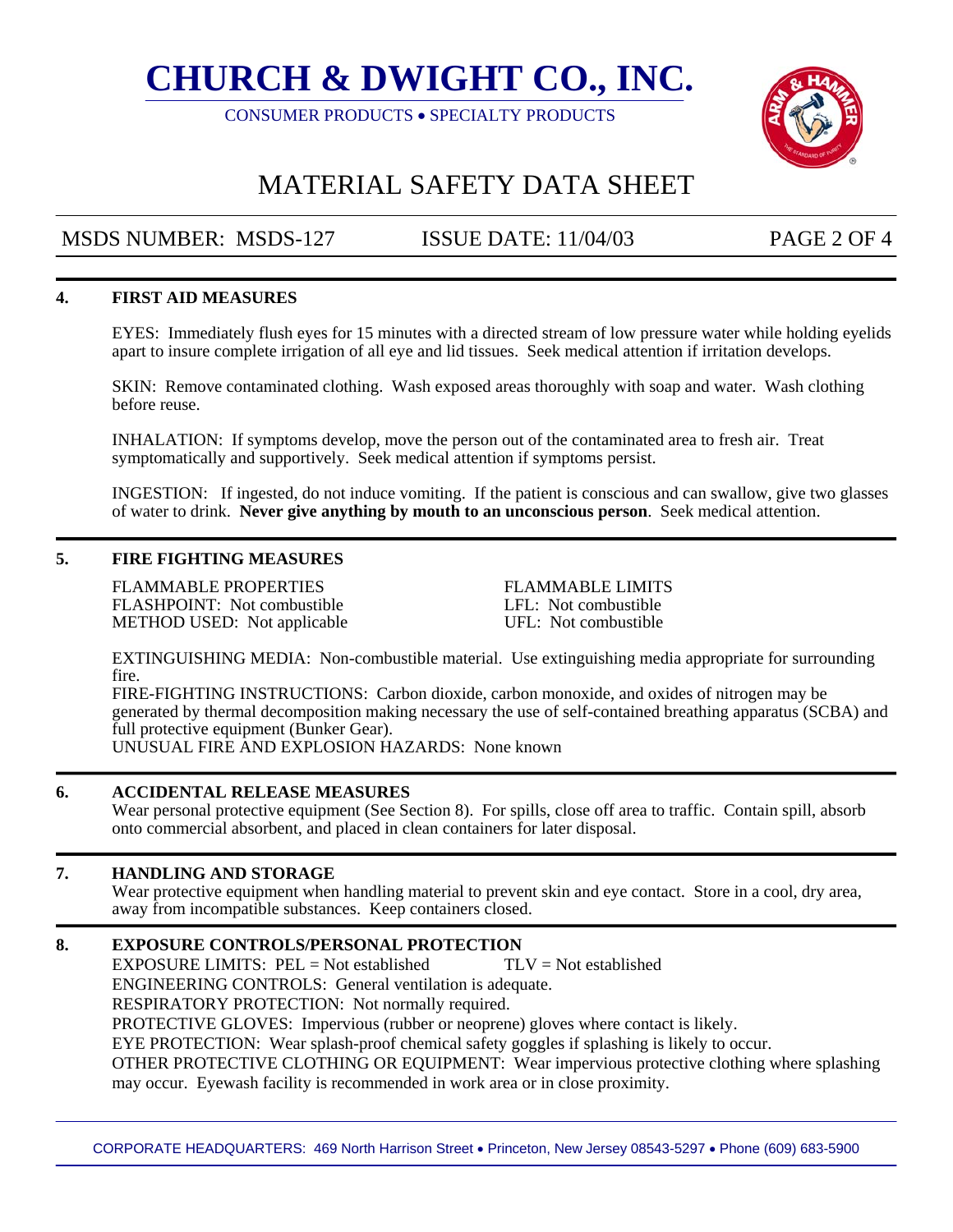## 4. FIRST AID MEASURES

EYES: Immediately flush eyes for 15 minutes with a directed stream of low pressure water while holding eyelids apart to insure complete irrigation of all eye and lid tissues. Seek medical attention if irritation develops.

SKIN: Remove contaminated clothing. Wash exposed areas thoroughly with soap and water. Wash clothing before reuse.

INHALATION: If symptoms develop, move the person out of the contaminated area to fresh air. Treat symptomatically and supportively. Seek medical attention if symptoms persist.

INGESTION: If ingested, do not induce vomiting. If the patient is conscious and can swallow, give two glasses of water to drink. **Never give anything by mouth to an unconscious person**. Seek medical attention.

## 5. FIRE FIGHTING MEASURES

FLAMMABLE PROPERTIES
FLASHPOINT: Not combustible
METHOD USED: Not applicable

FLAMMABLE LIMITS
LFL: Not combustible
UFL: Not combustible

EXTINGUISHING MEDIA: Non-combustible material. Use extinguishing media appropriate for surrounding fire.
FIRE-FIGHTING INSTRUCTIONS: Carbon dioxide, carbon monoxide, and oxides of nitrogen may be generated by thermal decomposition making necessary the use of self-contained breathing apparatus (SCBA) and full protective equipment (Bunker Gear).
UNUSUAL FIRE AND EXPLOSION HAZARDS: None known

## 6. ACCIDENTAL RELEASE MEASURES

Wear personal protective equipment (See Section 8). For spills, close off area to traffic. Contain spill, absorb onto commercial absorbent, and placed in clean containers for later disposal.

## 7. HANDLING AND STORAGE

Wear protective equipment when handling material to prevent skin and eye contact. Store in a cool, dry area, away from incompatible substances. Keep containers closed.

## 8. EXPOSURE CONTROLS/PERSONAL PROTECTION

EXPOSURE LIMITS: PEL = Not established TLV = Not established
ENGINEERING CONTROLS: General ventilation is adequate.
RESPIRATORY PROTECTION: Not normally required.
PROTECTIVE GLOVES: Impervious (rubber or neoprene) gloves where contact is likely.
EYE PROTECTION: Wear splash-proof chemical safety goggles if splashing is likely to occur.
OTHER PROTECTIVE CLOTHING OR EQUIPMENT: Wear impervious protective clothing where splashing may occur. Eyewash facility is recommended in work area or in close proximity.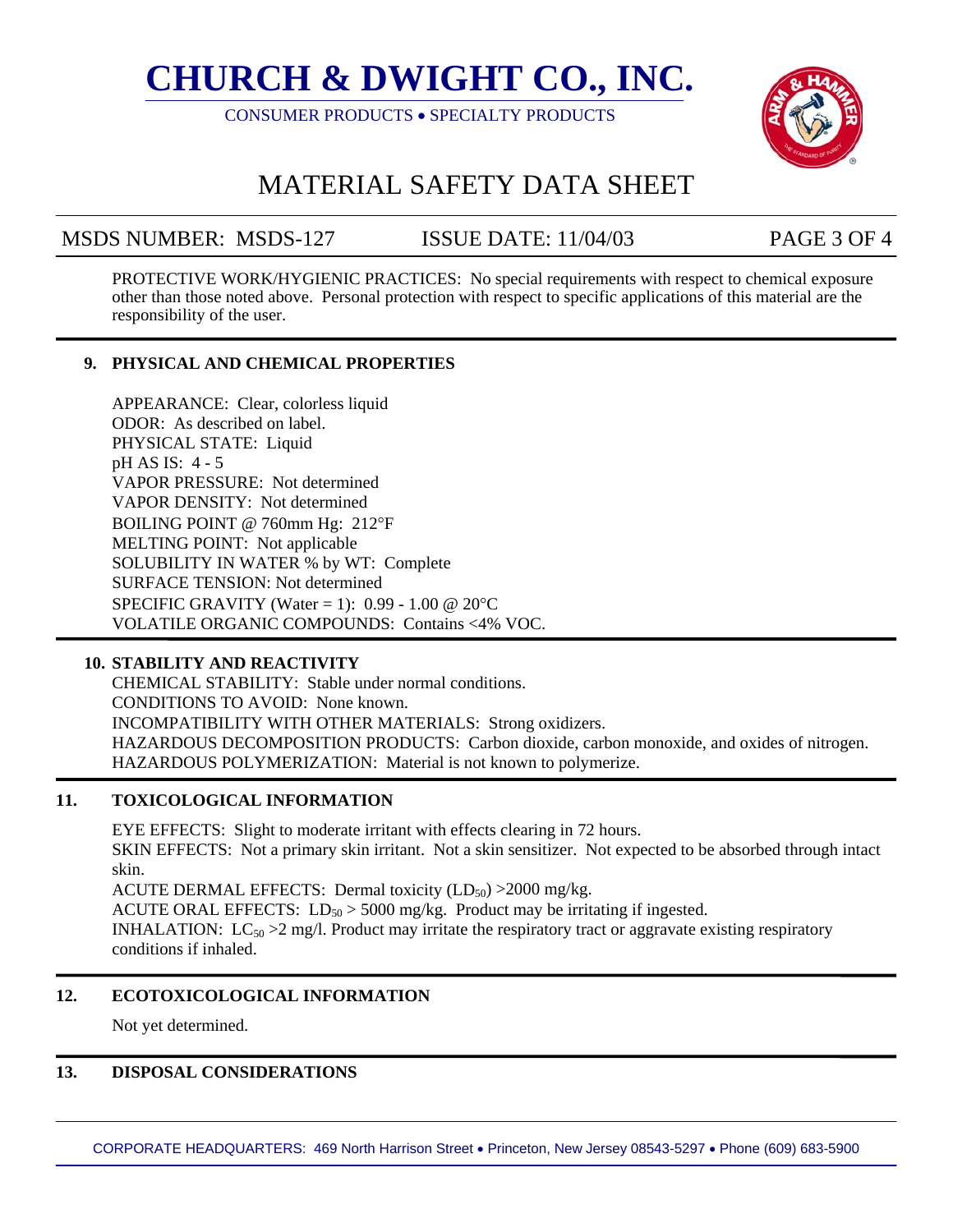PROTECTIVE WORK/HYGIENIC PRACTICES: No special requirements with respect to chemical exposure other than those noted above. Personal protection with respect to specific applications of this material are the responsibility of the user.

## 9. PHYSICAL AND CHEMICAL PROPERTIES

APPEARANCE: Clear, colorless liquid
ODOR: As described on label.
PHYSICAL STATE: Liquid
pH AS IS: 4 - 5
VAPOR PRESSURE: Not determined
VAPOR DENSITY: Not determined
BOILING POINT @ 760mm Hg: 212°F
MELTING POINT: Not applicable
SOLUBILITY IN WATER % by WT: Complete
SURFACE TENSION: Not determined
SPECIFIC GRAVITY (Water = 1): 0.99 - 1.00 @ 20°C
VOLATILE ORGANIC COMPOUNDS: Contains <4% VOC.

## 10. STABILITY AND REACTIVITY

CHEMICAL STABILITY: Stable under normal conditions.
CONDITIONS TO AVOID: None known.
INCOMPATIBILITY WITH OTHER MATERIALS: Strong oxidizers.
HAZARDOUS DECOMPOSITION PRODUCTS: Carbon dioxide, carbon monoxide, and oxides of nitrogen.
HAZARDOUS POLYMERIZATION: Material is not known to polymerize.

## 11. TOXICOLOGICAL INFORMATION

EYE EFFECTS: Slight to moderate irritant with effects clearing in 72 hours.
SKIN EFFECTS: Not a primary skin irritant. Not a skin sensitizer. Not expected to be absorbed through intact skin.
ACUTE DERMAL EFFECTS: Dermal toxicity ($LD_{50}$) >2000 mg/kg.
ACUTE ORAL EFFECTS: $LD_{50}$ > 5000 mg/kg. Product may be irritating if ingested.
INHALATION: $LC_{50}$ >2 mg/l. Product may irritate the respiratory tract or aggravate existing respiratory conditions if inhaled.

## 12. ECOTOXICOLOGICAL INFORMATION

Not yet determined.

## 13. DISPOSAL CONSIDERATIONS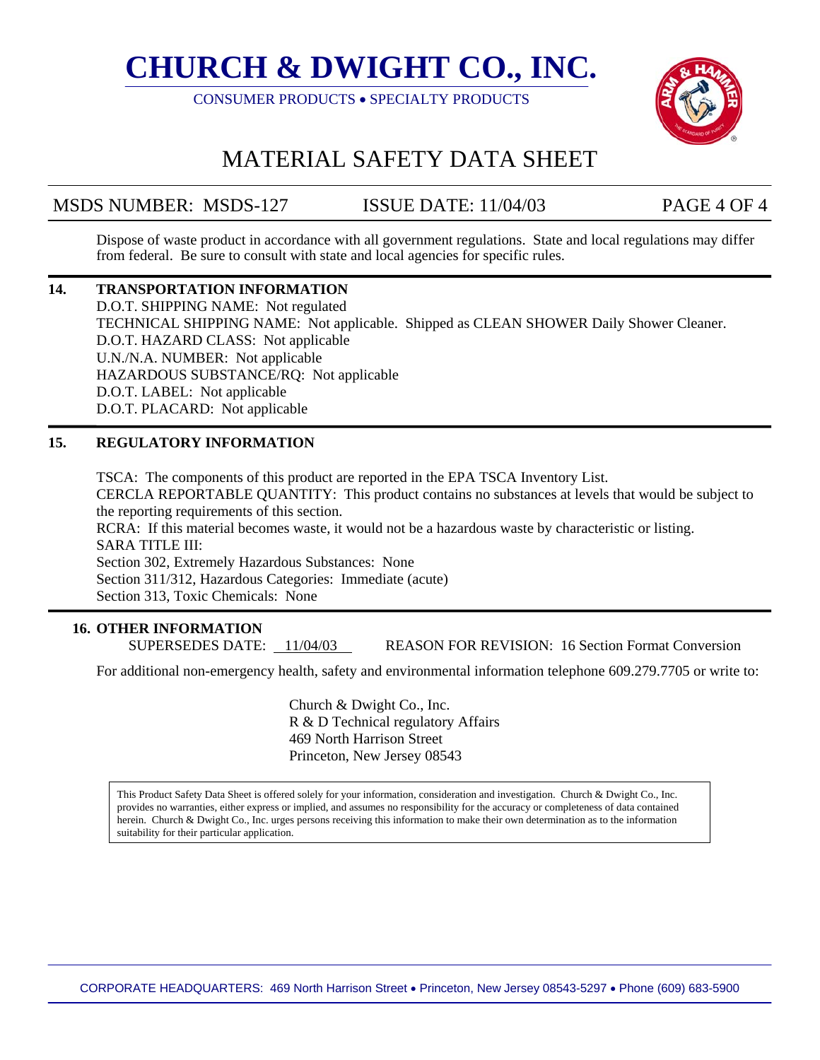Dispose of waste product in accordance with all government regulations. State and local regulations may differ from federal. Be sure to consult with state and local agencies for specific rules.

## 14. TRANSPORTATION INFORMATION

D.O.T. SHIPPING NAME: Not regulated
TECHNICAL SHIPPING NAME: Not applicable. Shipped as CLEAN SHOWER Daily Shower Cleaner.
D.O.T. HAZARD CLASS: Not applicable
U.N./N.A. NUMBER: Not applicable
HAZARDOUS SUBSTANCE/RQ: Not applicable
D.O.T. LABEL: Not applicable
D.O.T. PLACARD: Not applicable

## 15. REGULATORY INFORMATION

TSCA: The components of this product are reported in the EPA TSCA Inventory List.
CERCLA REPORTABLE QUANTITY: This product contains no substances at levels that would be subject to the reporting requirements of this section.
RCRA: If this material becomes waste, it would not be a hazardous waste by characteristic or listing.
SARA TITLE III:
Section 302, Extremely Hazardous Substances: None
Section 311/312, Hazardous Categories: Immediate (acute)
Section 313, Toxic Chemicals: None

## 16. OTHER INFORMATION

SUPERSEDES DATE: 11/04/03 REASON FOR REVISION: 16 Section Format Conversion

For additional non-emergency health, safety and environmental information telephone 609.279.7705 or write to:

Church & Dwight Co., Inc.
R & D Technical regulatory Affairs
469 North Harrison Street
Princeton, New Jersey 08543

This Product Safety Data Sheet is offered solely for your information, consideration and investigation. Church & Dwight Co., Inc. provides no warranties, either express or implied, and assumes no responsibility for the accuracy or completeness of data contained herein. Church & Dwight Co., Inc. urges persons receiving this information to make their own determination as to the information suitability for their particular application.